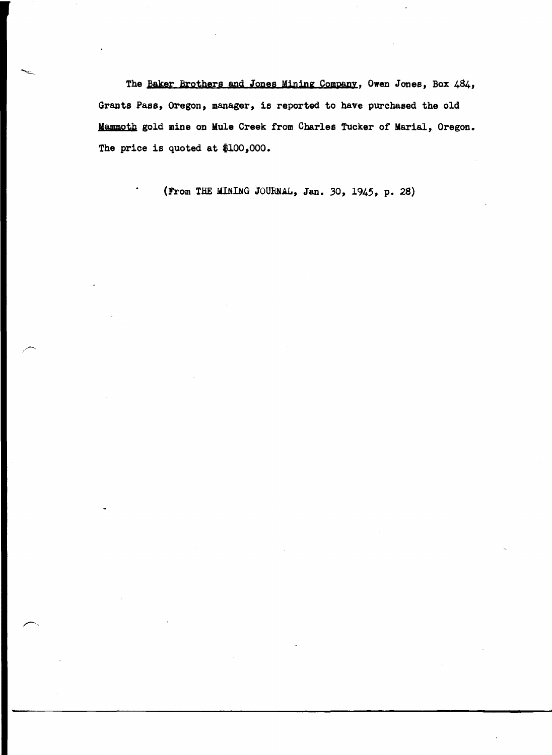The Baker Brothers and Jones Mining Company, Owen Jones, Box 484, Grants Pass, Oregon, manager, is reported to have purchased the old Mammoth gold mine on Mule Creek from Charles Tucker of Marial, Oregon. The price is quoted at $100,000.

(From THE MINING JOURNAL, Jan. 30, 1945, p. 28)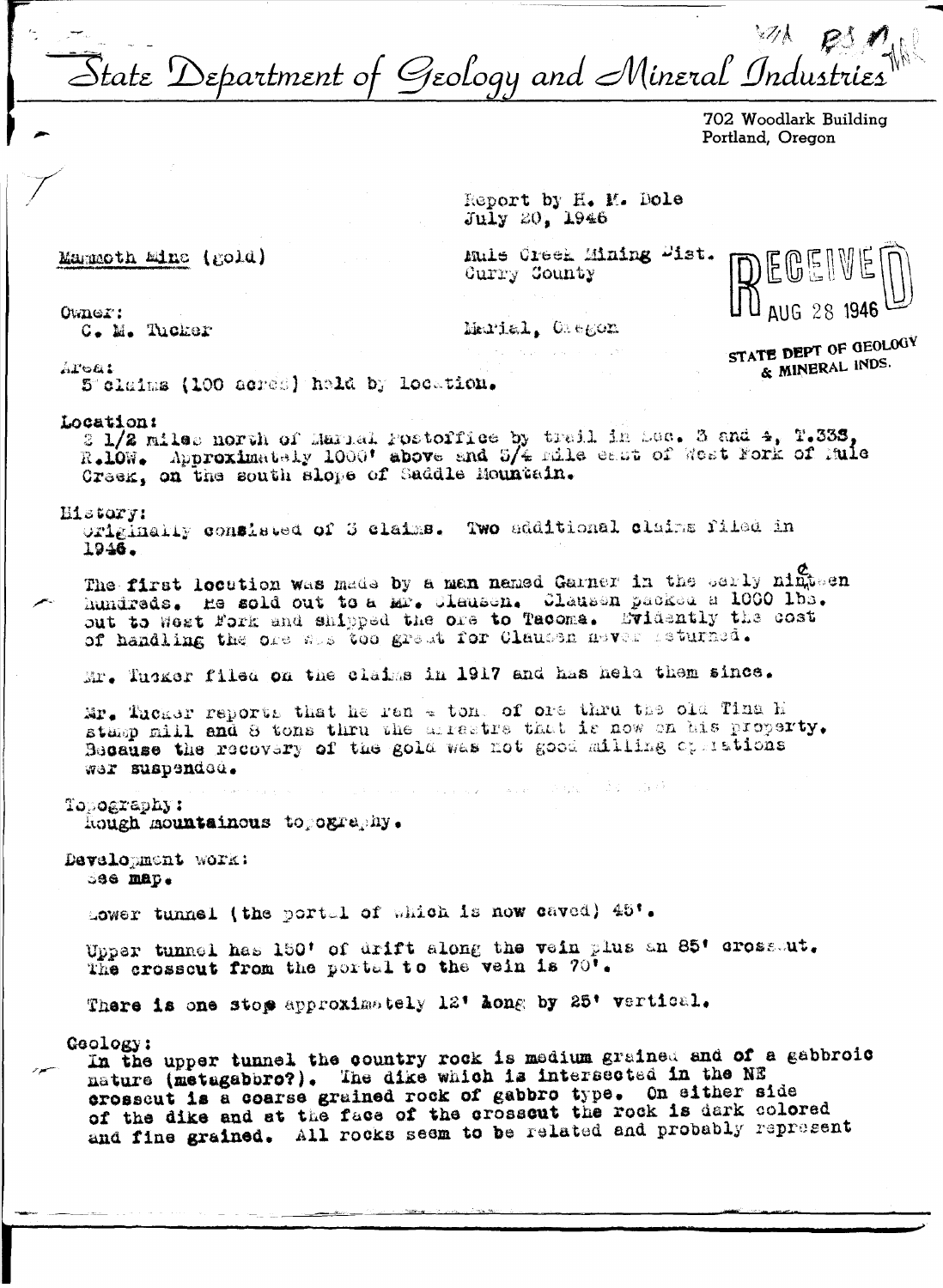# State Department of Geology and Mineral Industries

702 Woodlark Building
Portland, Oregon

Report by H. M. Dole
July 20, 1946

Mammoth Mine (gold)

Mule Creek Mining Dist.
Curry County

RECEIVED
AUG 28 1946
STATE DEPT OF GEOLOGY & MINERAL INDS.

**Owner:**
C. M. Tucker

Marial, Oregon

**Area:**
5 claims (100 acres) held by location.

**Location:**
2 1/2 miles north of Marial Postoffice by trail in Sec. 3 and 4, T.33S, R.10W. Approximately 1000' above and 3/4 mile east of West Fork of Mule Creek, on the south slope of Saddle Mountain.

**History:**
Originally consisted of 3 claims. Two additional claims filed in 1946.

The first location was made by a man named Garner in the early nineteen hundreds. He sold out to a Mr. Clausen. Clausen packed a 1000 lbs. out to West Fork and shipped the ore to Tacoma. Evidently the cost of handling the ore was too great for Clausen never returned.

Mr. Tucker filed on the claims in 1917 and has held them since.

Mr. Tucker reports that he ran a ton of ore thru the old Tina H stamp mill and 8 tons thru the arrastre that is now on his property. Because the recovery of the gold was not good milling operations war suspended.

**Topography:**
Rough mountainous topography.

**Development work:**
See map.

Lower tunnel (the portal of which is now caved) 45'.

Upper tunnel has 150' of drift along the vein plus an 85' crosscut. The crosscut from the portal to the vein is 70'.

There is one stope approximately 12' long by 25' vertical.

**Geology:**
In the upper tunnel the country rock is medium grained and of a gabbroic nature (metagabbro?). The dike which is intersected in the NE crosscut is a coarse grained rock of gabbro type. On either side of the dike and at the face of the crosscut the rock is dark colored and fine grained. All rocks seem to be related and probably represent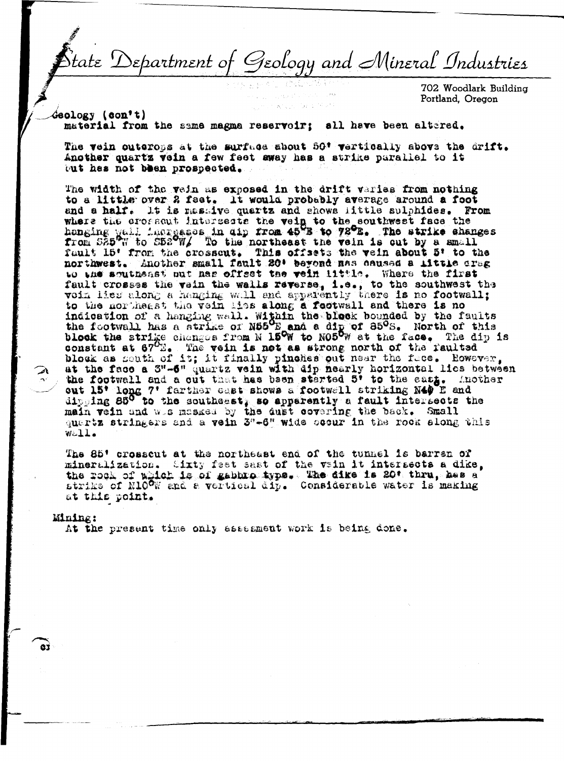# State Department of Geology and Mineral Industries

702 Woodlark Building
Portland, Oregon

Geology (con't)
material from the same magma reservoir; all have been altered.

The vein outcrops at the surface about 50' vertically above the drift. Another quartz vein a few feet away has a strike parallel to it but has not been prospected.

The width of the vein as exposed in the drift varies from nothing to a little over 2 feet. It would probably average around a foot and a half. It is massive quartz and shows little sulphides. From where the crosscut intersects the vein to the southwest face the hanging wall increases in dip from 45°E to 72°E. The strike changes from S25°W to S52°W. To the northeast the vein is cut by a small fault 15' from the crosscut. This offsets the vein about 5' to the northwest. Another small fault 20' beyond has caused a little drag to the southeast but has offset the vein little. Where the first fault crosses the vein the walls reverse, i.e., to the southwest the vein lies along a hanging wall and apparently there is no footwall; to the northeast the vein lies along a footwall and there is no indication of a hanging wall. Within the block bounded by the faults the footwall has a strike of N55°E and a dip of 85°S. North of this block the strike changes from N 15°W to N05°W at the face. The dip is constant at 67°E. The vein is not as strong north of the faulted block as south of it; it finally pinches out near the face. However, at the face a 3"-6" quartz vein with dip nearly horizontal lies between the footwall and a cut that has been started 5' to the east. Another cut 15' long 7' farther east shows a footwall striking N40 E and dipping 85° to the southeast, so apparently a fault intersects the main vein and was masked by the dust covering the back. Small quartz stringers and a vein 3"-6" wide occur in the rock along this wall.

The 85' crosscut at the northeast end of the tunnel is barren of mineralization. Sixty feet east of the vein it intersects a dike, the rock of which is of gabbro type. The dike is 20' thru, has a strike of N10°W and a vertical dip. Considerable water is making at this point.

Mining:
At the present time only assessment work is being done.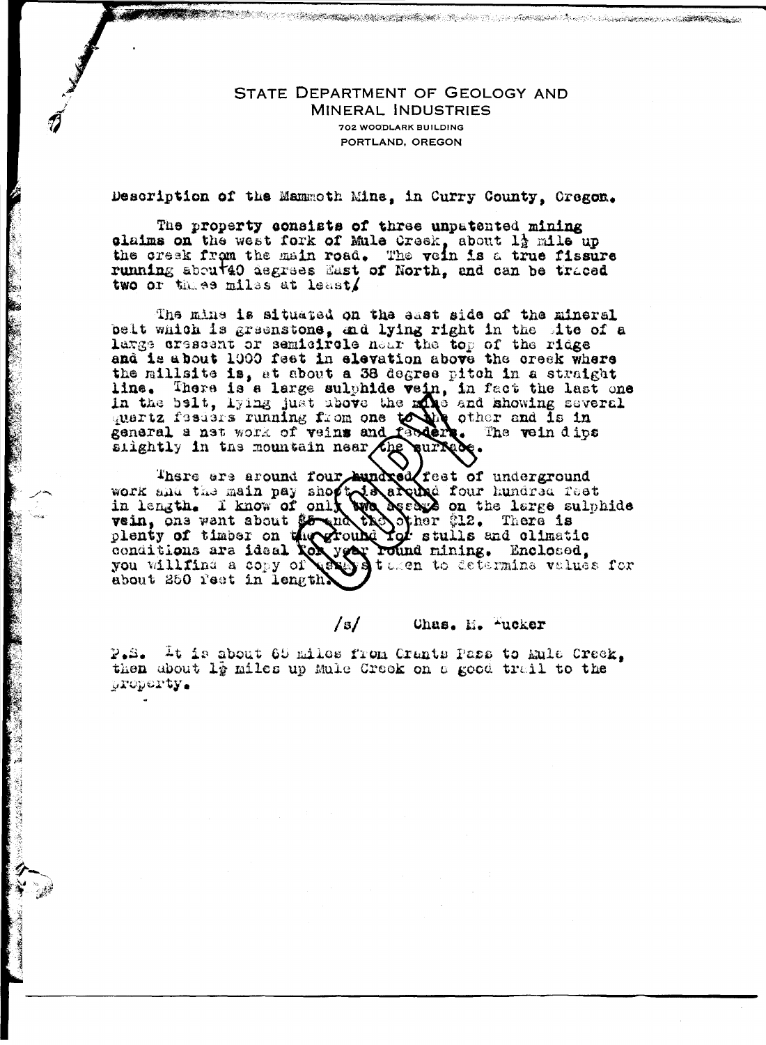STATE DEPARTMENT OF GEOLOGY AND
MINERAL INDUSTRIES
702 WOODLARK BUILDING
PORTLAND, OREGON

Description of the Mammoth Mine, in Curry County, Oregon.

The property consists of three unpatented mining claims on the west fork of Mule Creek, about 1½ mile up the creek from the main road. The vein is a true fissure running about 40 degrees East of North, and can be traced two or three miles at least.

The mine is situated on the east side of the mineral belt which is greenstone, and lying right in the site of a large crescent or semicircle near the top of the ridge and is about 1000 feet in elevation above the creek where the millsite is, at about a 38 degree pitch in a straight line. There is a large sulphide vein, in fact the last one in the belt, lying just above the mine and showing several quartz feeders running from one to the other and is in general a net work of veins and feeders. The vein dips slightly in the mountain near the surface.

There are around four hundred feet of underground work and the main pay shoot is around four hundred feet in length. I know of only two assays on the large sulphide vein, one went about $8 and the other $12. There is plenty of timber on the ground for stulls and climatic conditions are ideal for year round mining. Enclosed, you will find a copy of assays taken to determine values for about 250 feet in length.

/s/ Chas. H. Tucker

P.S. It is about 65 miles from Grants Pass to Mule Creek, then about 1½ miles up Mule Creek on a good trail to the property.